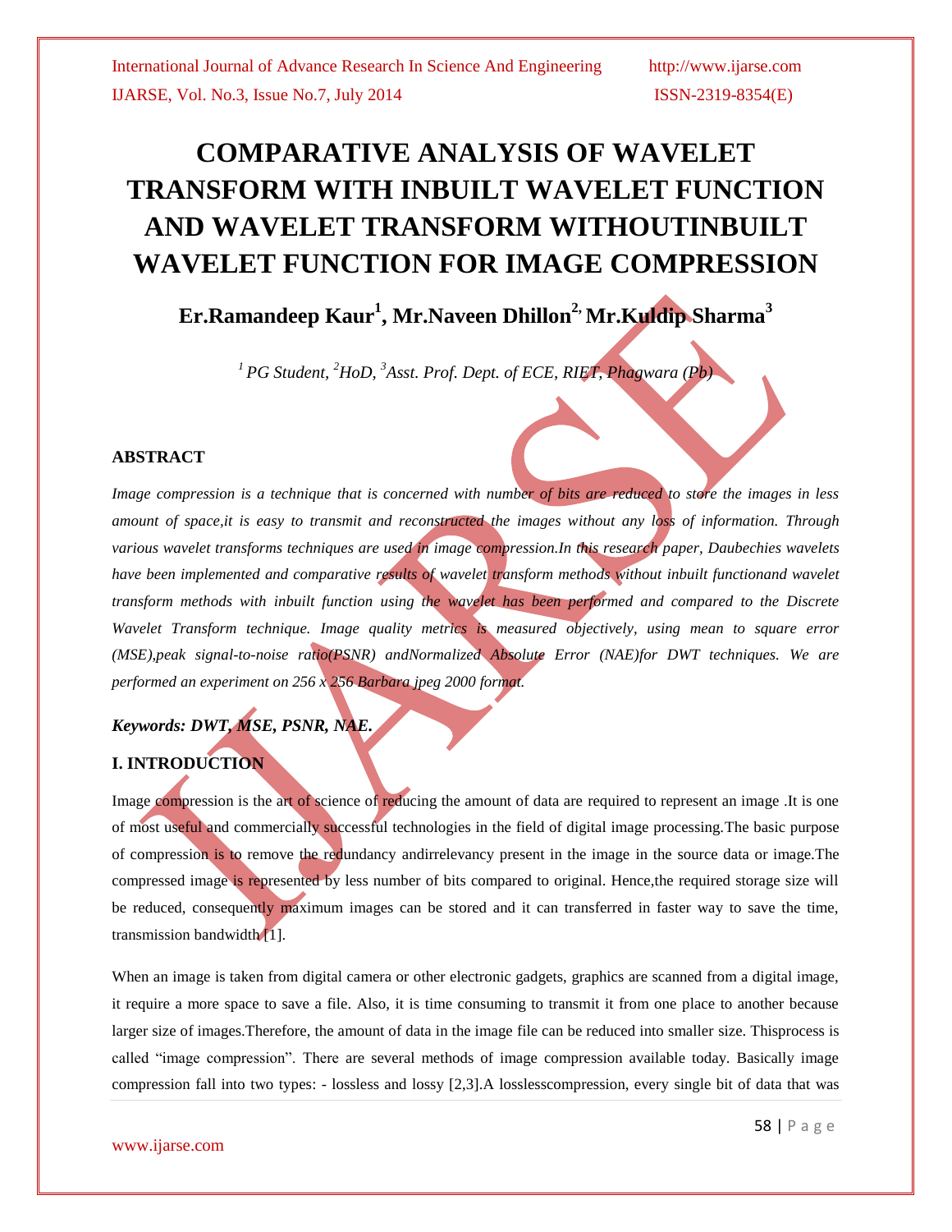# COMPARATIVE ANALYSIS OF WAVELET TRANSFORM WITH INBUILT WAVELET FUNCTION AND WAVELET TRANSFORM WITHOUTINBUILT WAVELET FUNCTION FOR IMAGE COMPRESSION

**Er.Ramandeep Kaur[1], Mr.Naveen Dhillon[2], Mr.Kuldip Sharma[3]**

*[1] PG Student, [2]HoD, [3]Asst. Prof. Dept. of ECE, RIET, Phagwara (Pb)*

### ABSTRACT

*Image compression is a technique that is concerned with number of bits are reduced to store the images in less amount of space,it is easy to transmit and reconstructed the images without any loss of information. Through various wavelet transforms techniques are used in image compression.In this research paper, Daubechies wavelets have been implemented and comparative results of wavelet transform methods without inbuilt functionand wavelet transform methods with inbuilt function using the wavelet has been performed and compared to the Discrete Wavelet Transform technique. Image quality metrics is measured objectively, using mean to square error (MSE),peak signal-to-noise ratio(PSNR) andNormalized Absolute Error (NAE)for DWT techniques. We are performed an experiment on 256 x 256 Barbara jpeg 2000 format.*

***Keywords: DWT, MSE, PSNR, NAE.***

## I. INTRODUCTION

Image compression is the art of science of reducing the amount of data are required to represent an image .It is one of most useful and commercially successful technologies in the field of digital image processing.The basic purpose of compression is to remove the redundancy andirrelevancy present in the image in the source data or image.The compressed image is represented by less number of bits compared to original. Hence,the required storage size will be reduced, consequently maximum images can be stored and it can transferred in faster way to save the time, transmission bandwidth [1].

When an image is taken from digital camera or other electronic gadgets, graphics are scanned from a digital image, it require a more space to save a file. Also, it is time consuming to transmit it from one place to another because larger size of images.Therefore, the amount of data in the image file can be reduced into smaller size. Thisprocess is called "image compression". There are several methods of image compression available today. Basically image compression fall into two types: - lossless and lossy [2,3].A losslesscompression, every single bit of data that was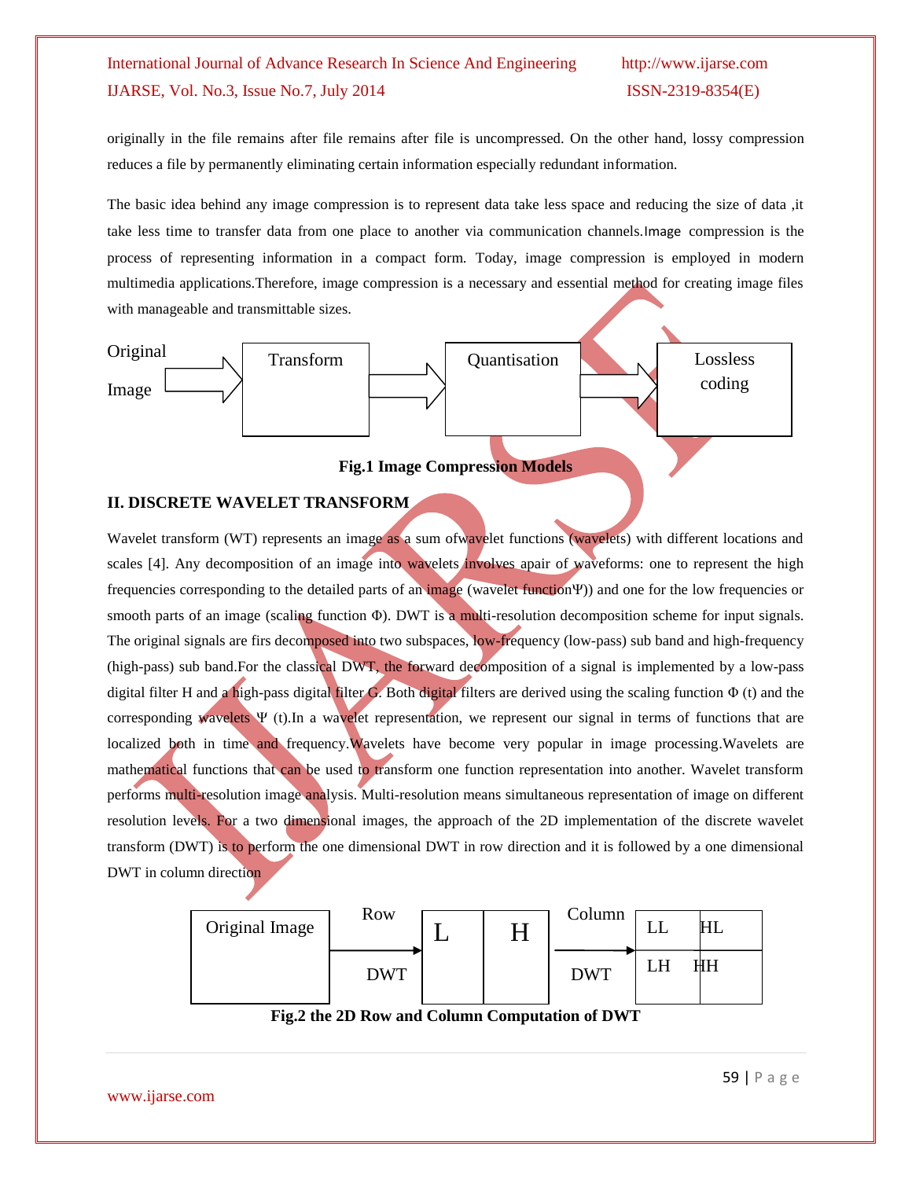originally in the file remains after file remains after file is uncompressed. On the other hand, lossy compression reduces a file by permanently eliminating certain information especially redundant information.

The basic idea behind any image compression is to represent data take less space and reducing the size of data ,it take less time to transfer data from one place to another via communication channels.Image compression is the process of representing information in a compact form. Today, image compression is employed in modern multimedia applications.Therefore, image compression is a necessary and essential method for creating image files with manageable and transmittable sizes.

Original Image → Transform → Quantisation → Lossless coding

**Fig.1 Image Compression Models**

## II. DISCRETE WAVELET TRANSFORM

Wavelet transform (WT) represents an image as a sum ofwavelet functions (wavelets) with different locations and scales [4]. Any decomposition of an image into wavelets involves apair of waveforms: one to represent the high frequencies corresponding to the detailed parts of an image (wavelet functionΨ)) and one for the low frequencies or smooth parts of an image (scaling function Φ). DWT is a multi-resolution decomposition scheme for input signals. The original signals are firs decomposed into two subspaces, low-frequency (low-pass) sub band and high-frequency (high-pass) sub band.For the classical DWT, the forward decomposition of a signal is implemented by a low-pass digital filter H and a high-pass digital filter G. Both digital filters are derived using the scaling function Φ (t) and the corresponding wavelets Ψ (t).In a wavelet representation, we represent our signal in terms of functions that are localized both in time and frequency.Wavelets have become very popular in image processing.Wavelets are mathematical functions that can be used to transform one function representation into another. Wavelet transform performs multi-resolution image analysis. Multi-resolution means simultaneous representation of image on different resolution levels. For a two dimensional images, the approach of the 2D implementation of the discrete wavelet transform (DWT) is to perform the one dimensional DWT in row direction and it is followed by a one dimensional DWT in column direction

Original Image → Row DWT → | L | H | → Column DWT → | LL | HL | / | LH | HH |

**Fig.2 the 2D Row and Column Computation of DWT**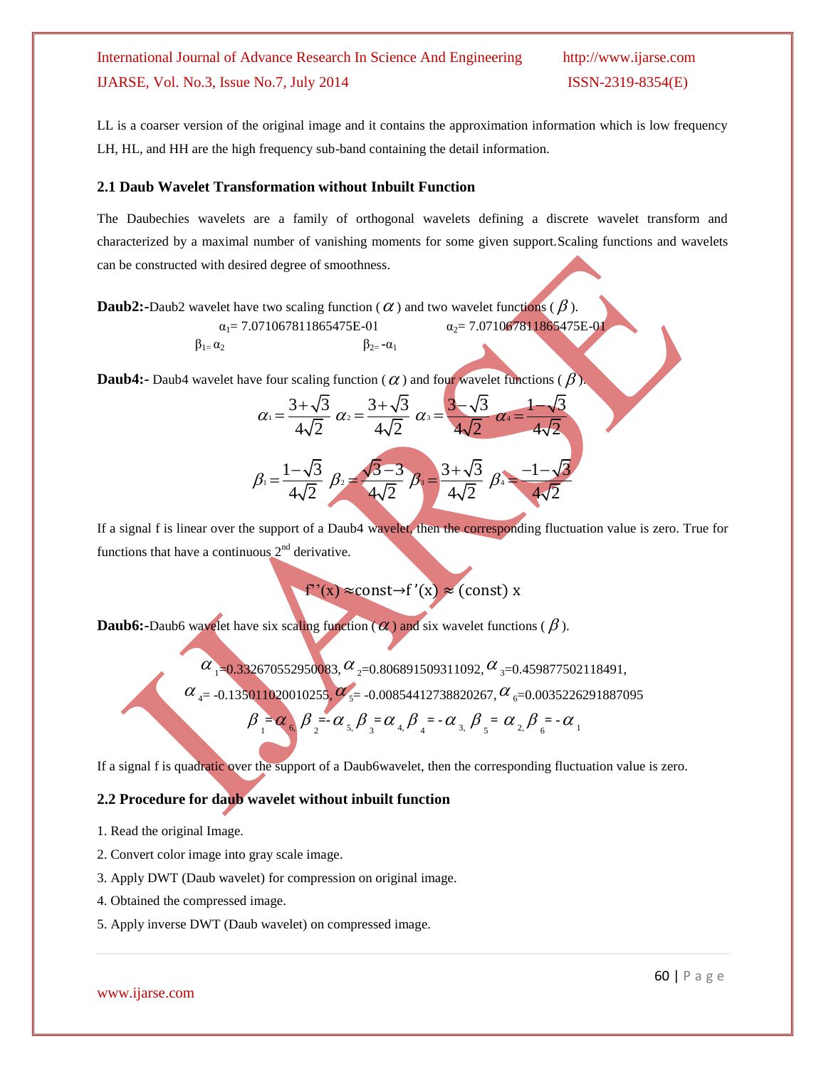LL is a coarser version of the original image and it contains the approximation information which is low frequency LH, HL, and HH are the high frequency sub-band containing the detail information.

### 2.1 Daub Wavelet Transformation without Inbuilt Function

The Daubechies wavelets are a family of orthogonal wavelets defining a discrete wavelet transform and characterized by a maximal number of vanishing moments for some given support.Scaling functions and wavelets can be constructed with desired degree of smoothness.

**Daub2:-**Daub2 wavelet have two scaling function ( $\alpha$ ) and two wavelet functions ( $\beta$ ).

$$\alpha_1 = 7.071067811865475E\text{-}01 \qquad \alpha_2 = 7.071067811865475E\text{-}01$$

$$\beta_1 = \alpha_2 \qquad \beta_2 = -\alpha_1$$

**Daub4:-** Daub4 wavelet have four scaling function ( $\alpha$ ) and four wavelet functions ( $\beta$ ).

$$\alpha_1 = \frac{3+\sqrt{3}}{4\sqrt{2}} \;\; \alpha_2 = \frac{3+\sqrt{3}}{4\sqrt{2}} \;\; \alpha_3 = \frac{3-\sqrt{3}}{4\sqrt{2}} \;\; \alpha_4 = \frac{1-\sqrt{3}}{4\sqrt{2}}$$

$$\beta_1 = \frac{1-\sqrt{3}}{4\sqrt{2}} \;\; \beta_2 = \frac{\sqrt{3}-3}{4\sqrt{2}} \;\; \beta_3 = \frac{3+\sqrt{3}}{4\sqrt{2}} \;\; \beta_4 = \frac{-1-\sqrt{3}}{4\sqrt{2}}$$

If a signal f is linear over the support of a Daub4 wavelet, then the corresponding fluctuation value is zero. True for functions that have a continuous 2nd derivative.

$$f''(x) \approx \text{const} \rightarrow f'(x) \approx (\text{const})\, x$$

**Daub6:-**Daub6 wavelet have six scaling function ( $\alpha$ ) and six wavelet functions ( $\beta$ ).

$$\alpha_1 = 0.332670552950083,\ \alpha_2 = 0.806891509311092,\ \alpha_3 = 0.459877502118491,$$

$$\alpha_4 = -0.135011020010255,\ \alpha_5 = -0.00854412738820267,\ \alpha_6 = 0.0035226291887095$$

$$\beta_1 = \alpha_6,\ \beta_2 = -\alpha_5,\ \beta_3 = \alpha_4,\ \beta_4 = -\alpha_3,\ \beta_5 = \alpha_2,\ \beta_6 = -\alpha_1$$

If a signal f is quadratic over the support of a Daub6wavelet, then the corresponding fluctuation value is zero.

### 2.2 Procedure for daub wavelet without inbuilt function

1. Read the original Image.
2. Convert color image into gray scale image.
3. Apply DWT (Daub wavelet) for compression on original image.
4. Obtained the compressed image.
5. Apply inverse DWT (Daub wavelet) on compressed image.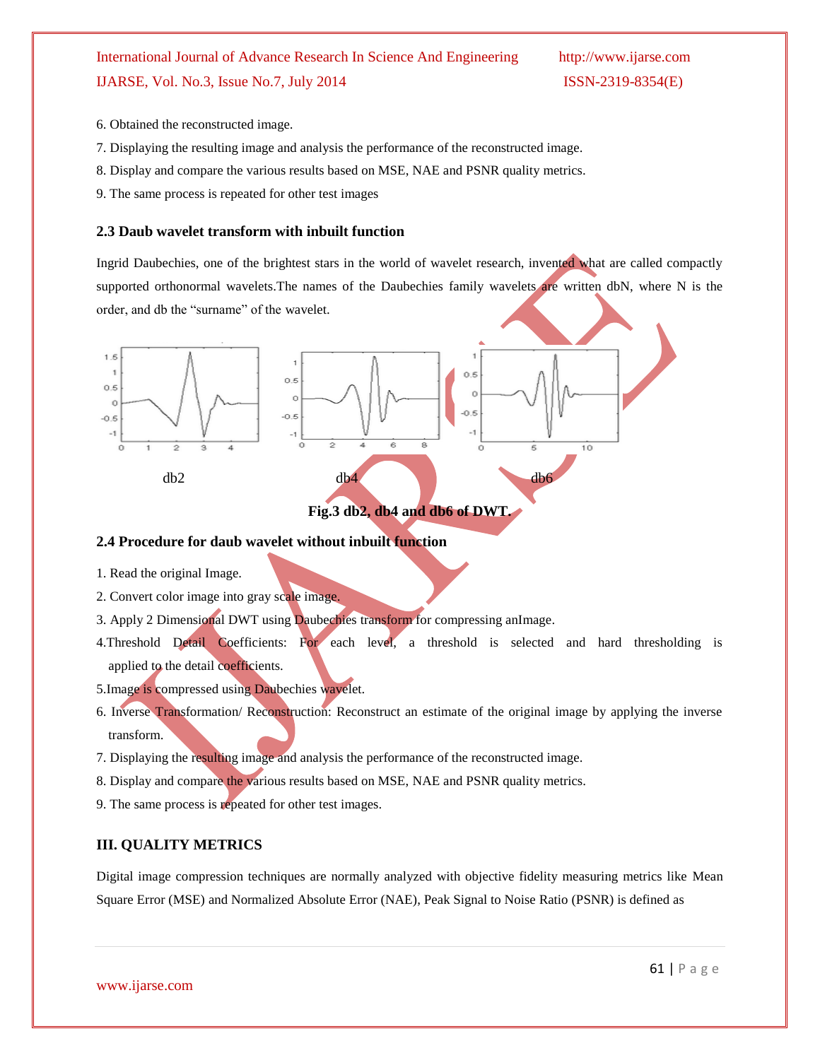6. Obtained the reconstructed image.
7. Displaying the resulting image and analysis the performance of the reconstructed image.
8. Display and compare the various results based on MSE, NAE and PSNR quality metrics.
9. The same process is repeated for other test images

### 2.3 Daub wavelet transform with inbuilt function

Ingrid Daubechies, one of the brightest stars in the world of wavelet research, invented what are called compactly supported orthonormal wavelets.The names of the Daubechies family wavelets are written dbN, where N is the order, and db the "surname" of the wavelet.

db2 db4 db6

**Fig.3 db2, db4 and db6 of DWT.**

### 2.4 Procedure for daub wavelet without inbuilt function

1. Read the original Image.
2. Convert color image into gray scale image.
3. Apply 2 Dimensional DWT using Daubechies transform for compressing anImage.
4. Threshold Detail Coefficients: For each level, a threshold is selected and hard thresholding is applied to the detail coefficients.
5. Image is compressed using Daubechies wavelet.
6. Inverse Transformation/ Reconstruction: Reconstruct an estimate of the original image by applying the inverse transform.
7. Displaying the resulting image and analysis the performance of the reconstructed image.
8. Display and compare the various results based on MSE, NAE and PSNR quality metrics.
9. The same process is repeated for other test images.

## III. QUALITY METRICS

Digital image compression techniques are normally analyzed with objective fidelity measuring metrics like Mean Square Error (MSE) and Normalized Absolute Error (NAE), Peak Signal to Noise Ratio (PSNR) is defined as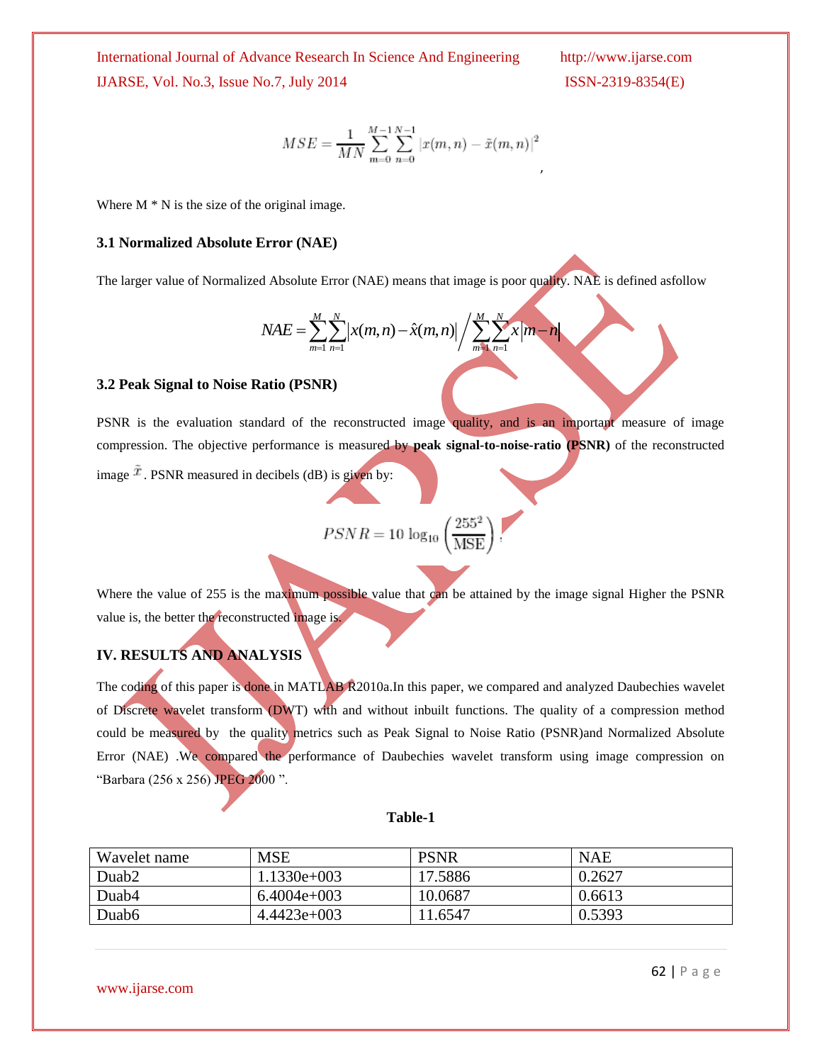$$MSE = \frac{1}{MN}\sum_{m=0}^{M-1}\sum_{n=0}^{N-1}\left|x(m,n)-\tilde{x}(m,n)\right|^2$$

Where M * N is the size of the original image.

### 3.1 Normalized Absolute Error (NAE)

The larger value of Normalized Absolute Error (NAE) means that image is poor quality. NAE is defined asfollow

$$NAE = \sum_{m=1}^{M}\sum_{n=1}^{N}\left|x(m,n)-\hat{x}(m,n)\right| \Big/ \sum_{m=1}^{M}\sum_{n=1}^{N} x\left|m-n\right|$$

### 3.2 Peak Signal to Noise Ratio (PSNR)

PSNR is the evaluation standard of the reconstructed image quality, and is an important measure of image compression. The objective performance is measured by **peak signal-to-noise-ratio (PSNR)** of the reconstructed image $\tilde{x}$. PSNR measured in decibels (dB) is given by:

$$PSNR = 10\log_{10}\left(\frac{255^2}{\mathrm{MSE}}\right)$$

Where the value of 255 is the maximum possible value that can be attained by the image signal Higher the PSNR value is, the better the reconstructed image is.

## IV. RESULTS AND ANALYSIS

The coding of this paper is done in MATLAB R2010a.In this paper, we compared and analyzed Daubechies wavelet of Discrete wavelet transform (DWT) with and without inbuilt functions. The quality of a compression method could be measured by the quality metrics such as Peak Signal to Noise Ratio (PSNR)and Normalized Absolute Error (NAE) .We compared the performance of Daubechies wavelet transform using image compression on "Barbara (256 x 256) JPEG 2000 ".

**Table-1**

| Wavelet name | MSE | PSNR | NAE |
|---|---|---|---|
| Duab2 | 1.1330e+003 | 17.5886 | 0.2627 |
| Duab4 | 6.4004e+003 | 10.0687 | 0.6613 |
| Duab6 | 4.4423e+003 | 11.6547 | 0.5393 |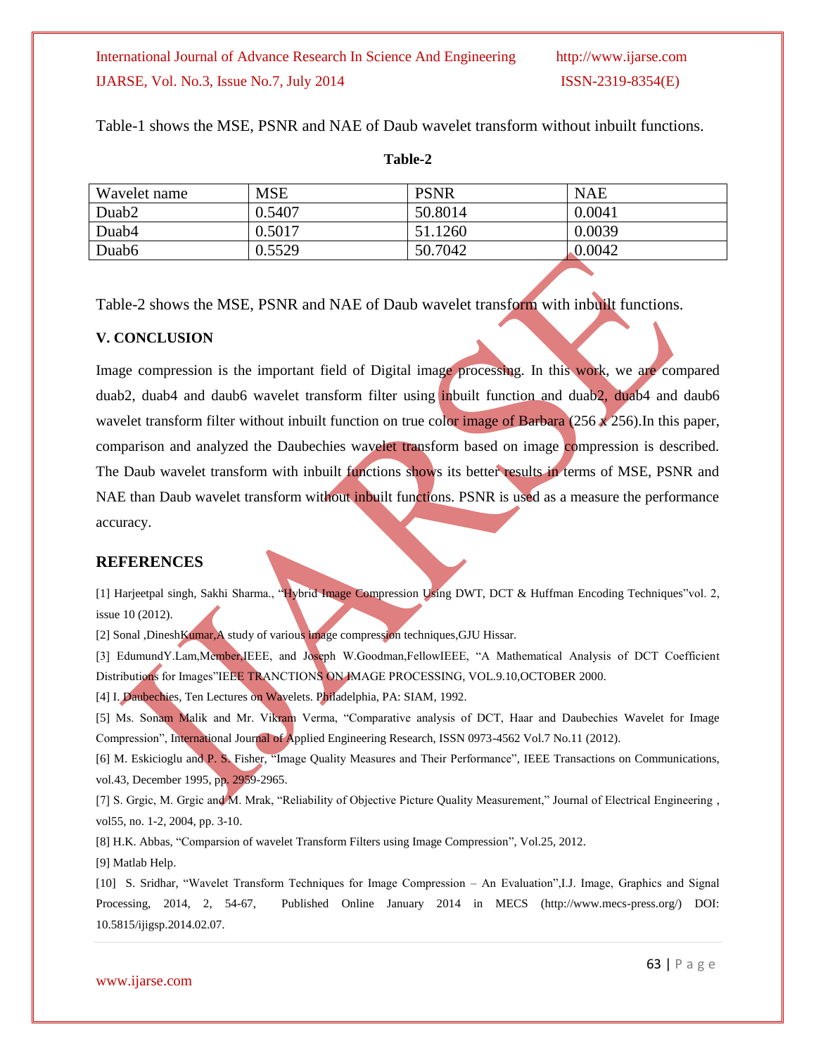Table-1 shows the MSE, PSNR and NAE of Daub wavelet transform without inbuilt functions.

**Table-2**

| Wavelet name | MSE | PSNR | NAE |
|---|---|---|---|
| Duab2 | 0.5407 | 50.8014 | 0.0041 |
| Duab4 | 0.5017 | 51.1260 | 0.0039 |
| Duab6 | 0.5529 | 50.7042 | 0.0042 |

Table-2 shows the MSE, PSNR and NAE of Daub wavelet transform with inbuilt functions.

## V. CONCLUSION

Image compression is the important field of Digital image processing. In this work, we are compared duab2, duab4 and daub6 wavelet transform filter using inbuilt function and duab2, duab4 and daub6 wavelet transform filter without inbuilt function on true color image of Barbara (256 x 256).In this paper, comparison and analyzed the Daubechies wavelet transform based on image compression is described. The Daub wavelet transform with inbuilt functions shows its better results in terms of MSE, PSNR and NAE than Daub wavelet transform without inbuilt functions. PSNR is used as a measure the performance accuracy.

## REFERENCES

[1] Harjeetpal singh, Sakhi Sharma., "Hybrid Image Compression Using DWT, DCT & Huffman Encoding Techniques"vol. 2, issue 10 (2012).

[2] Sonal ,DineshKumar,A study of various image compression techniques,GJU Hissar.

[3] EdumundY.Lam,Member,IEEE, and Joseph W.Goodman,FellowIEEE, "A Mathematical Analysis of DCT Coefficient Distributions for Images"IEEE TRANCTIONS ON IMAGE PROCESSING, VOL.9.10,OCTOBER 2000.

[4] I. Daubechies, Ten Lectures on Wavelets. Philadelphia, PA: SIAM, 1992.

[5] Ms. Sonam Malik and Mr. Vikram Verma, "Comparative analysis of DCT, Haar and Daubechies Wavelet for Image Compression", International Journal of Applied Engineering Research, ISSN 0973-4562 Vol.7 No.11 (2012).

[6] M. Eskicioglu and P. S. Fisher, "Image Quality Measures and Their Performance", IEEE Transactions on Communications, vol.43, December 1995, pp. 2959-2965.

[7] S. Grgic, M. Grgic and M. Mrak, "Reliability of Objective Picture Quality Measurement," Journal of Electrical Engineering , vol55, no. 1-2, 2004, pp. 3-10.

[8] H.K. Abbas, "Comparsion of wavelet Transform Filters using Image Compression", Vol.25, 2012.

[9] Matlab Help.

[10] S. Sridhar, "Wavelet Transform Techniques for Image Compression – An Evaluation",I.J. Image, Graphics and Signal Processing, 2014, 2, 54-67, Published Online January 2014 in MECS (http://www.mecs-press.org/) DOI: 10.5815/ijigsp.2014.02.07.